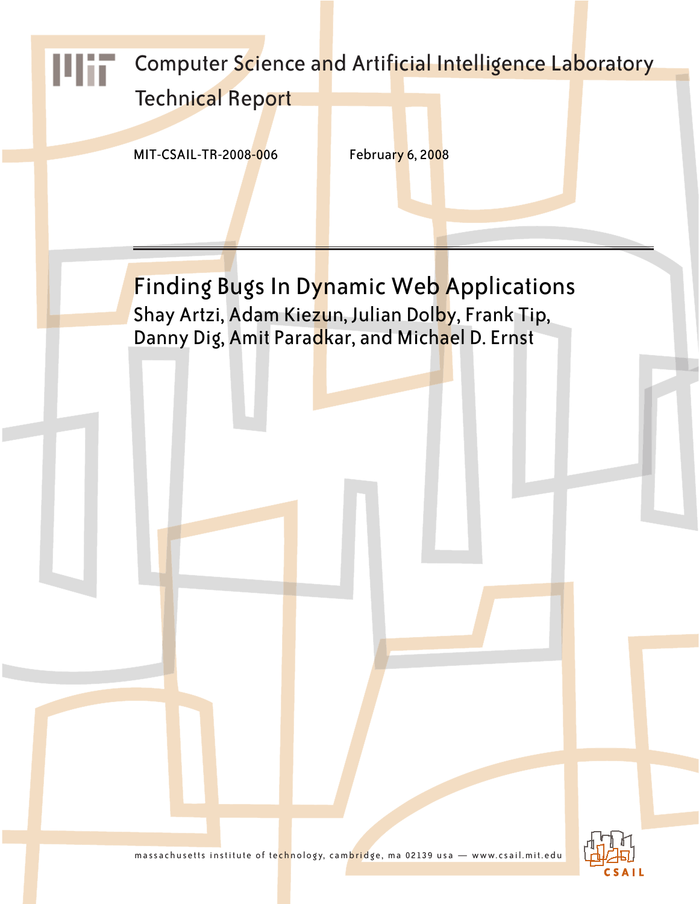Computer Science and Artificial Intelligence Laboratory

Technical Report

MIT-CSAIL-TR-2008-006 February 6, 2008

# Finding Bugs In Dynamic Web Applications

Shay Artzi, Adam Kiezun, Julian Dolby, Frank Tip, Danny Dig, Amit Paradkar, and Michael D. Ernst

massachusetts institute of technology, cambridge, ma 02139 usa — www.csail.mit.edu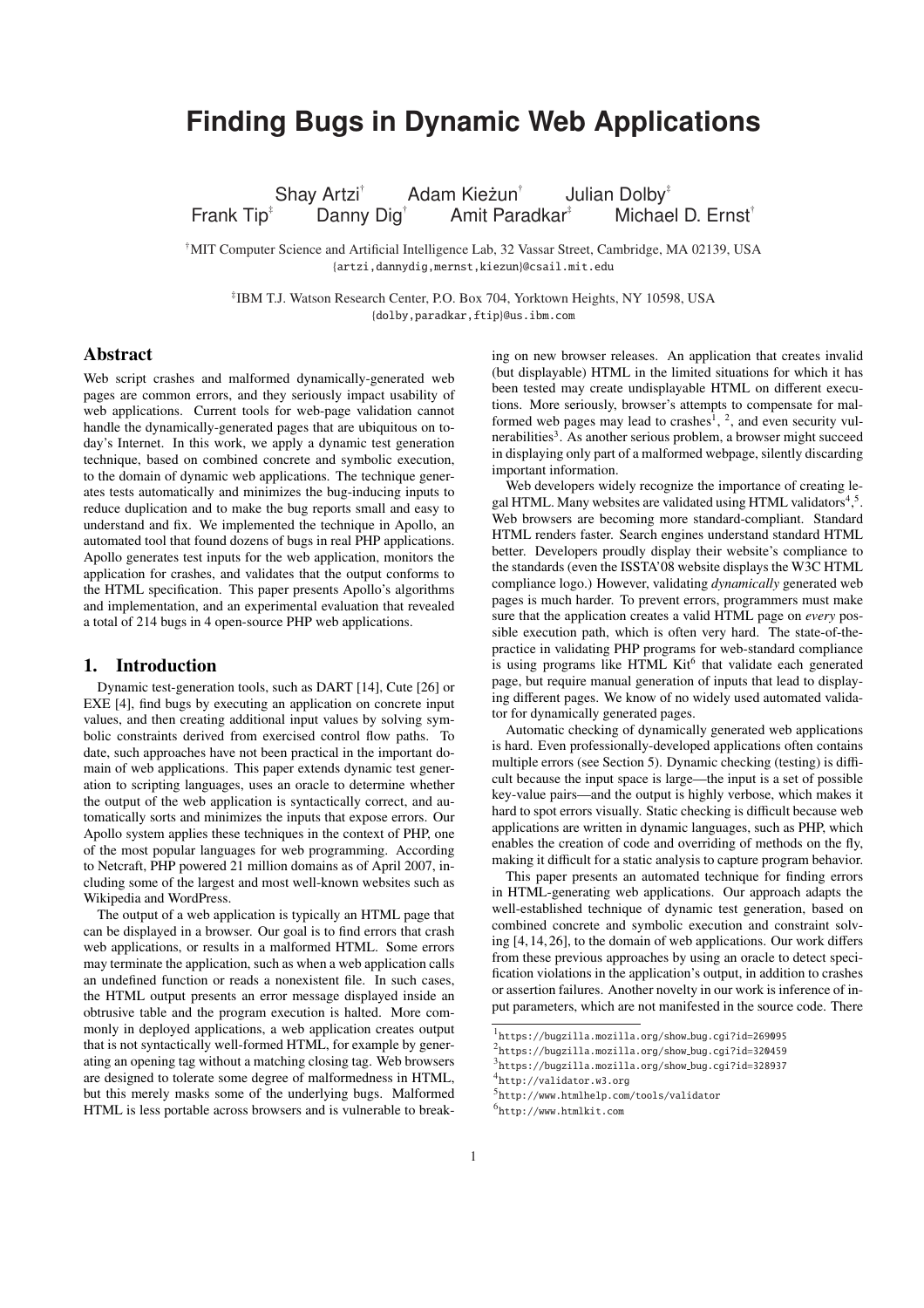# Finding Bugs in Dynamic Web Applications

Shay Artzi[†] Adam Kieżun[†] Julian Dolby[‡]
Frank Tip[‡] Danny Dig[†] Amit Paradkar[‡] Michael D. Ernst[†]

[†]MIT Computer Science and Artificial Intelligence Lab, 32 Vassar Street, Cambridge, MA 02139, USA
{artzi,dannydig,mernst,kiezun}@csail.mit.edu

[‡]IBM T.J. Watson Research Center, P.O. Box 704, Yorktown Heights, NY 10598, USA
{dolby,paradkar,ftip}@us.ibm.com

## Abstract

Web script crashes and malformed dynamically-generated web pages are common errors, and they seriously impact usability of web applications. Current tools for web-page validation cannot handle the dynamically-generated pages that are ubiquitous on today's Internet. In this work, we apply a dynamic test generation technique, based on combined concrete and symbolic execution, to the domain of dynamic web applications. The technique generates tests automatically and minimizes the bug-inducing inputs to reduce duplication and to make the bug reports small and easy to understand and fix. We implemented the technique in Apollo, an automated tool that found dozens of bugs in real PHP applications. Apollo generates test inputs for the web application, monitors the application for crashes, and validates that the output conforms to the HTML specification. This paper presents Apollo's algorithms and implementation, and an experimental evaluation that revealed a total of 214 bugs in 4 open-source PHP web applications.

## 1. Introduction

Dynamic test-generation tools, such as DART [14], Cute [26] or EXE [4], find bugs by executing an application on concrete input values, and then creating additional input values by solving symbolic constraints derived from exercised control flow paths. To date, such approaches have not been practical in the important domain of web applications. This paper extends dynamic test generation to scripting languages, uses an oracle to determine whether the output of the web application is syntactically correct, and automatically sorts and minimizes the inputs that expose errors. Our Apollo system applies these techniques in the context of PHP, one of the most popular languages for web programming. According to Netcraft, PHP powered 21 million domains as of April 2007, including some of the largest and most well-known websites such as Wikipedia and WordPress.

The output of a web application is typically an HTML page that can be displayed in a browser. Our goal is to find errors that crash web applications, or results in a malformed HTML. Some errors may terminate the application, such as when a web application calls an undefined function or reads a nonexistent file. In such cases, the HTML output presents an error message displayed inside an obtrusive table and the program execution is halted. More commonly in deployed applications, a web application creates output that is not syntactically well-formed HTML, for example by generating an opening tag without a matching closing tag. Web browsers are designed to tolerate some degree of malformedness in HTML, but this merely masks some of the underlying bugs. Malformed HTML is less portable across browsers and is vulnerable to breaking on new browser releases. An application that creates invalid (but displayable) HTML in the limited situations for which it has been tested may create undisplayable HTML on different executions. More seriously, browser's attempts to compensate for malformed web pages may lead to crashes[1], [2], and even security vulnerabilities[3]. As another serious problem, a browser might succeed in displaying only part of a malformed webpage, silently discarding important information.

Web developers widely recognize the importance of creating legal HTML. Many websites are validated using HTML validators[4],[5]. Web browsers are becoming more standard-compliant. Standard HTML renders faster. Search engines understand standard HTML better. Developers proudly display their website's compliance to the standards (even the ISSTA'08 website displays the W3C HTML compliance logo.) However, validating *dynamically* generated web pages is much harder. To prevent errors, programmers must make sure that the application creates a valid HTML page on *every* possible execution path, which is often very hard. The state-of-the-practice in validating PHP programs for web-standard compliance is using programs like HTML Kit[6] that validate each generated page, but require manual generation of inputs that lead to displaying different pages. We know of no widely used automated validator for dynamically generated pages.

Automatic checking of dynamically generated web applications is hard. Even professionally-developed applications often contains multiple errors (see Section 5). Dynamic checking (testing) is difficult because the input space is large—the input is a set of possible key-value pairs—and the output is highly verbose, which makes it hard to spot errors visually. Static checking is difficult because web applications are written in dynamic languages, such as PHP, which enables the creation of code and overriding of methods on the fly, making it difficult for a static analysis to capture program behavior.

This paper presents an automated technique for finding errors in HTML-generating web applications. Our approach adapts the well-established technique of dynamic test generation, based on combined concrete and symbolic execution and constraint solving [4, 14, 26], to the domain of web applications. Our work differs from these previous approaches by using an oracle to detect specification violations in the application's output, in addition to crashes or assertion failures. Another novelty in our work is inference of input parameters, which are not manifested in the source code. There

[1] https://bugzilla.mozilla.org/show_bug.cgi?id=269095
[2] https://bugzilla.mozilla.org/show_bug.cgi?id=320459
[3] https://bugzilla.mozilla.org/show_bug.cgi?id=328937
[4] http://validator.w3.org
[5] http://www.htmlhelp.com/tools/validator
[6] http://www.htmlkit.com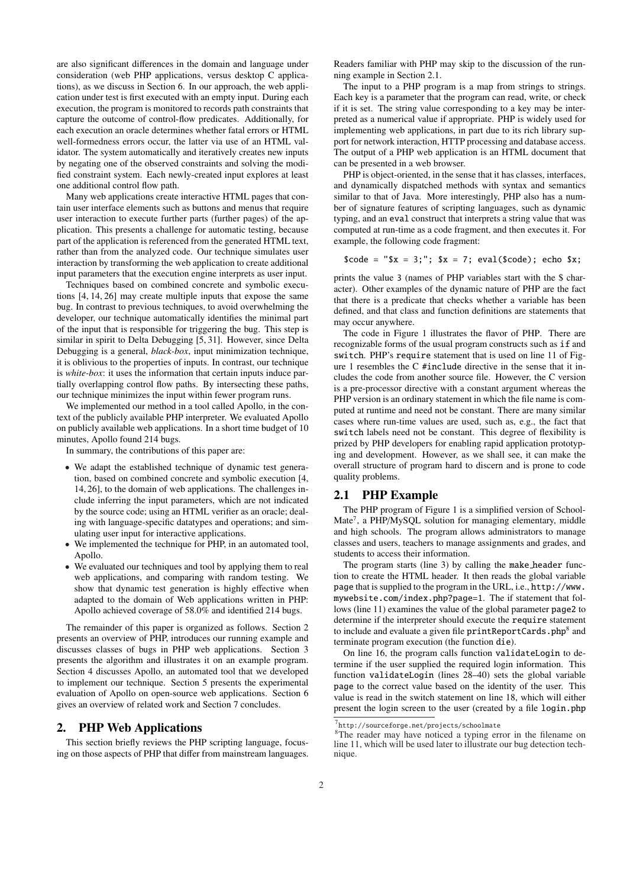are also significant differences in the domain and language under consideration (web PHP applications, versus desktop C applications), as we discuss in Section 6. In our approach, the web application under test is first executed with an empty input. During each execution, the program is monitored to records path constraints that capture the outcome of control-flow predicates. Additionally, for each execution an oracle determines whether fatal errors or HTML well-formedness errors occur, the latter via use of an HTML validator. The system automatically and iteratively creates new inputs by negating one of the observed constraints and solving the modified constraint system. Each newly-created input explores at least one additional control flow path.

Many web applications create interactive HTML pages that contain user interface elements such as buttons and menus that require user interaction to execute further parts (further pages) of the application. This presents a challenge for automatic testing, because part of the application is referenced from the generated HTML text, rather than from the analyzed code. Our technique simulates user interaction by transforming the web application to create additional input parameters that the execution engine interprets as user input.

Techniques based on combined concrete and symbolic executions [4, 14, 26] may create multiple inputs that expose the same bug. In contrast to previous techniques, to avoid overwhelming the developer, our technique automatically identifies the minimal part of the input that is responsible for triggering the bug. This step is similar in spirit to Delta Debugging [5, 31]. However, since Delta Debugging is a general, *black-box*, input minimization technique, it is oblivious to the properties of inputs. In contrast, our technique is *white-box*: it uses the information that certain inputs induce partially overlapping control flow paths. By intersecting these paths, our technique minimizes the input within fewer program runs.

We implemented our method in a tool called Apollo, in the context of the publicly available PHP interpreter. We evaluated Apollo on publicly available web applications. In a short time budget of 10 minutes, Apollo found 214 bugs.

In summary, the contributions of this paper are:

- We adapt the established technique of dynamic test generation, based on combined concrete and symbolic execution [4, 14, 26], to the domain of web applications. The challenges include inferring the input parameters, which are not indicated by the source code; using an HTML verifier as an oracle; dealing with language-specific datatypes and operations; and simulating user input for interactive applications.
- We implemented the technique for PHP, in an automated tool, Apollo.
- We evaluated our techniques and tool by applying them to real web applications, and comparing with random testing. We show that dynamic test generation is highly effective when adapted to the domain of Web applications written in PHP: Apollo achieved coverage of 58.0% and identified 214 bugs.

The remainder of this paper is organized as follows. Section 2 presents an overview of PHP, introduces our running example and discusses classes of bugs in PHP web applications. Section 3 presents the algorithm and illustrates it on an example program. Section 4 discusses Apollo, an automated tool that we developed to implement our technique. Section 5 presents the experimental evaluation of Apollo on open-source web applications. Section 6 gives an overview of related work and Section 7 concludes.

# 2. PHP Web Applications

This section briefly reviews the PHP scripting language, focusing on those aspects of PHP that differ from mainstream languages. Readers familiar with PHP may skip to the discussion of the running example in Section 2.1.

The input to a PHP program is a map from strings to strings. Each key is a parameter that the program can read, write, or check if it is set. The string value corresponding to a key may be interpreted as a numerical value if appropriate. PHP is widely used for implementing web applications, in part due to its rich library support for network interaction, HTTP processing and database access. The output of a PHP web application is an HTML document that can be presented in a web browser.

PHP is object-oriented, in the sense that it has classes, interfaces, and dynamically dispatched methods with syntax and semantics similar to that of Java. More interestingly, PHP also has a number of signature features of scripting languages, such as dynamic typing, and an `eval` construct that interprets a string value that was computed at run-time as a code fragment, and then executes it. For example, the following code fragment:

```
$code = "$x = 3;"; $x = 7; eval($code); echo $x;
```

prints the value 3 (names of PHP variables start with the $ character). Other examples of the dynamic nature of PHP are the fact that there is a predicate that checks whether a variable has been defined, and that class and function definitions are statements that may occur anywhere.

The code in Figure 1 illustrates the flavor of PHP. There are recognizable forms of the usual program constructs such as `if` and `switch`. PHP's `require` statement that is used on line 11 of Figure 1 resembles the C `#include` directive in the sense that it includes the code from another source file. However, the C version is a pre-processor directive with a constant argument whereas the PHP version is an ordinary statement in which the file name is computed at runtime and need not be constant. There are many similar cases where run-time values are used, such as, e.g., the fact that `switch` labels need not be constant. This degree of flexibility is prized by PHP developers for enabling rapid application prototyping and development. However, as we shall see, it can make the overall structure of program hard to discern and is prone to code quality problems.

## 2.1 PHP Example

The PHP program of Figure 1 is a simplified version of SchoolMate[7], a PHP/MySQL solution for managing elementary, middle and high schools. The program allows administrators to manage classes and users, teachers to manage assignments and grades, and students to access their information.

The program starts (line 3) by calling the `make_header` function to create the HTML header. It then reads the global variable `page` that is supplied to the program in the URL, i.e., `http://www.mywebsite.com/index.php?page=1`. The if statement that follows (line 11) examines the value of the global parameter `page2` to determine if the interpreter should execute the `require` statement to include and evaluate a given file `printReportCards.php`[8] and terminate program execution (the function `die`).

On line 16, the program calls function `validateLogin` to determine if the user supplied the required login information. This function `validateLogin` (lines 28–40) sets the global variable `page` to the correct value based on the identity of the user. This value is read in the switch statement on line 18, which will either present the login screen to the user (created by a file `login.php`

[7] http://sourceforge.net/projects/schoolmate

[8] The reader may have noticed a typing error in the filename on line 11, which will be used later to illustrate our bug detection technique.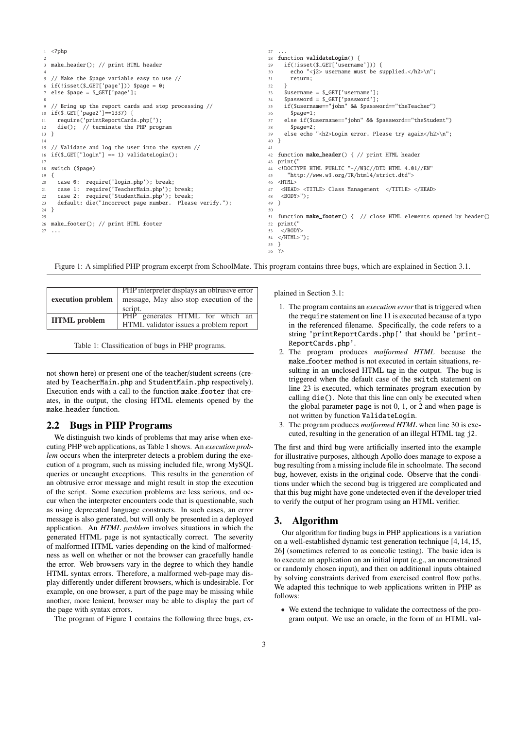```php
1  <?php
2
3  make_header(); // print HTML header
4
5  // Make the $page variable easy to use //
6  if(!isset($_GET['page'])) $page = 0;
7  else $page = $_GET['page'];
8
9  // Bring up the report cards and stop processing //
10 if($_GET['page2']==1337) {
11   require('printReportCards.php[');
12   die();  // terminate the PHP program
13 }
14
15 // Validate and log the user into the system //
16 if($_GET["login"] == 1) validateLogin();
17
18 switch ($page)
19 {
20   case 0:  require('login.php'); break;
21   case 1:  require('TeacherMain.php'); break;
22   case 2:  require('StudentMain.php'); break;
23   default: die("Incorrect page number.  Please verify.");
24 }
25
26 make_footer(); // print HTML footer
27 ...
```

```php
27 ...
28 function validateLogin() {
29   if(!isset($_GET['username'])) {
30     echo "<j2> username must be supplied.</h2>\n";
31     return;
32   }
33   $username = $_GET['username'];
34   $password = $_GET['password'];
35   if($username=="john" && $password=="theTeacher")
36     $page=1;
37   else if($username=="john" && $password=="theStudent")
38     $page=2;
39   else echo "<h2>Login error. Please try again</h2>\n";
40 }
41
42 function make_header() { // print HTML header
43 print("
44 <!DOCTYPE HTML PUBLIC "-//W3C//DTD HTML 4.01//EN"
45    "http://www.w3.org/TR/html4/strict.dtd">
46 <HTML>
47  <HEAD> <TITLE> Class Management  </TITLE> </HEAD>
48  <BODY>");
49 }
50
51 function make_footer() {  // close HTML elements opened by header()
52 print("
53  </BODY>
54 </HTML>");
55 }
56 ?>
```

Figure 1: A simplified PHP program excerpt from SchoolMate. This program contains three bugs, which are explained in Section 3.1.

| | |
|---|---|
| **execution problem** | PHP interpreter displays an obtrusive error message, May also stop execution of the script. |
| **HTML problem** | PHP generates HTML for which an HTML validator issues a problem report |

Table 1: Classification of bugs in PHP programs.

not shown here) or present one of the teacher/student screens (created by TeacherMain.php and StudentMain.php respectively). Execution ends with a call to the function make_footer that creates, in the output, the closing HTML elements opened by the make_header function.

## 2.2 Bugs in PHP Programs

We distinguish two kinds of problems that may arise when executing PHP web applications, as Table 1 shows. An *execution problem* occurs when the interpreter detects a problem during the execution of a program, such as missing included file, wrong MySQL queries or uncaught exceptions. This results in the generation of an obtrusive error message and might result in stop the execution of the script. Some execution problems are less serious, and occur when the interpreter encounters code that is questionable, such as using deprecated language constructs. In such cases, an error message is also generated, but will only be presented in a deployed application. An *HTML problem* involves situations in which the generated HTML page is not syntactically correct. The severity of malformed HTML varies depending on the kind of malformedness as well on whether or not the browser can gracefully handle the error. Web browsers vary in the degree to which they handle HTML syntax errors. Therefore, a malformed web-page may display differently under different browsers, which is undesirable. For example, on one browser, a part of the page may be missing while another, more lenient, browser may be able to display the part of the page with syntax errors.

The program of Figure 1 contains the following three bugs, explained in Section 3.1:

1. The program contains an *execution error* that is triggered when the require statement on line 11 is executed because of a typo in the referenced filename. Specifically, the code refers to a string 'printReportCards.php[' that should be 'printReportCards.php'.
2. The program produces *malformed HTML* because the make_footer method is not executed in certain situations, resulting in an unclosed HTML tag in the output. The bug is triggered when the default case of the switch statement on line 23 is executed, which terminates program execution by calling die(). Note that this line can only be executed when the global parameter page is not 0, 1, or 2 and when page is not written by function ValidateLogin.
3. The program produces *malformed HTML* when line 30 is executed, resulting in the generation of an illegal HTML tag j2.

The first and third bug were artificially inserted into the example for illustrative purposes, although Apollo does manage to expose a bug resulting from a missing include file in schoolmate. The second bug, however, exists in the original code. Observe that the conditions under which the second bug is triggered are complicated and that this bug might have gone undetected even if the developer tried to verify the output of her program using an HTML verifier.

# 3. Algorithm

Our algorithm for finding bugs in PHP applications is a variation on a well-established dynamic test generation technique [4, 14, 15, 26] (sometimes referred to as concolic testing). The basic idea is to execute an application on an initial input (e.g., an unconstrained or randomly chosen input), and then on additional inputs obtained by solving constraints derived from exercised control flow paths. We adapted this technique to web applications written in PHP as follows:

- We extend the technique to validate the correctness of the program output. We use an oracle, in the form of an HTML val-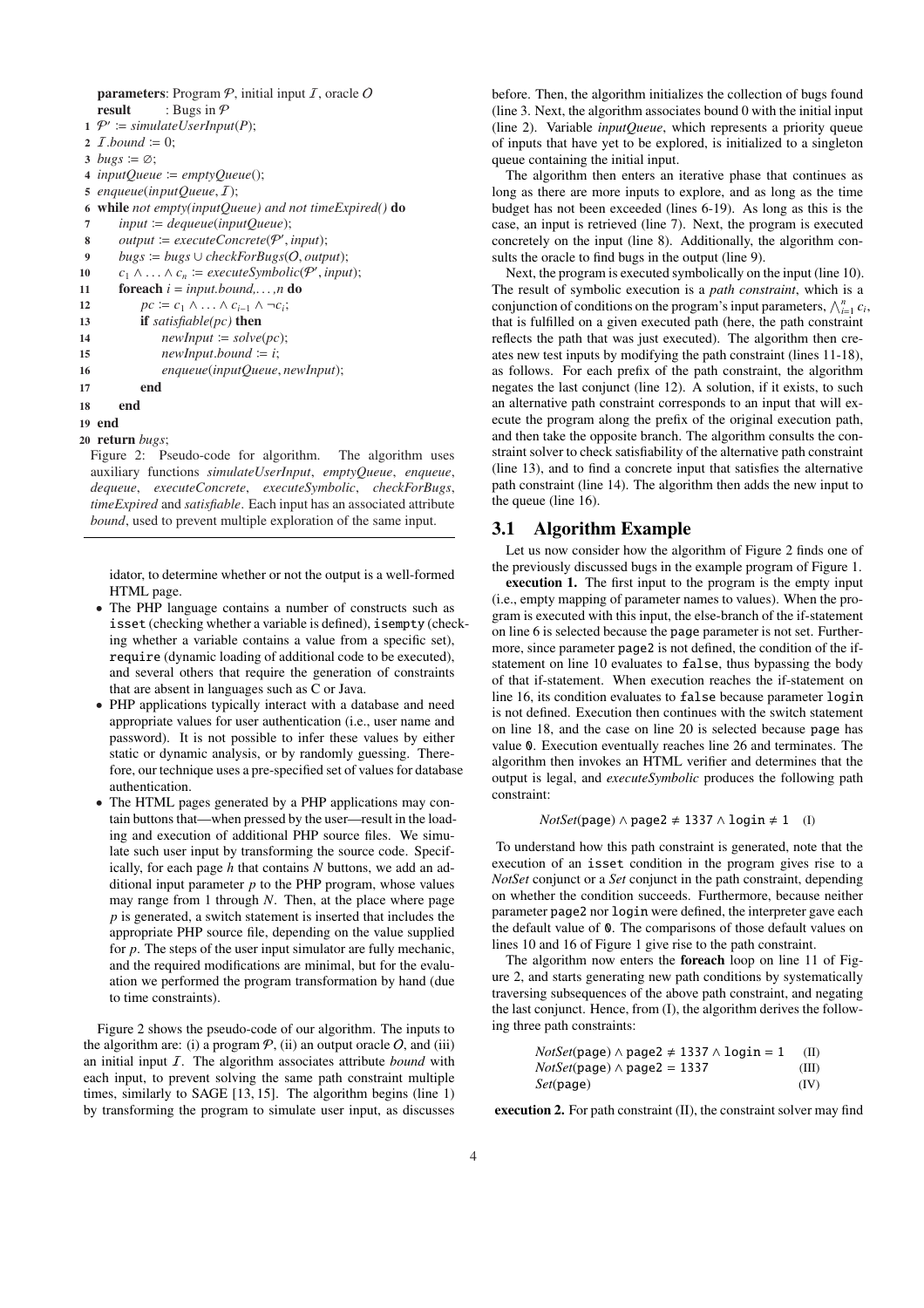```
parameters: Program 𝒫, initial input ℐ, oracle 𝒪
result     : Bugs in 𝒫
1  𝒫' := simulateUserInput(P);
2  ℐ.bound := 0;
3  bugs := ∅;
4  inputQueue := emptyQueue();
5  enqueue(inputQueue, ℐ);
6  while not empty(inputQueue) and not timeExpired() do
7      input := dequeue(inputQueue);
8      output := executeConcrete(𝒫', input);
9      bugs := bugs ∪ checkForBugs(𝒪, output);
10     c_1 ∧ ... ∧ c_n := executeSymbolic(𝒫', input);
11     foreach i = input.bound,...,n do
12         pc := c_1 ∧ ... ∧ c_{i-1} ∧ ¬c_i;
13         if satisfiable(pc) then
14             newInput := solve(pc);
15             newInput.bound := i;
16             enqueue(inputQueue, newInput);
17         end
18     end
19 end
20 return bugs;
```

Figure 2: Pseudo-code for algorithm. The algorithm uses auxiliary functions *simulateUserInput*, *emptyQueue*, *enqueue*, *dequeue*, *executeConcrete*, *executeSymbolic*, *checkForBugs*, *timeExpired* and *satisfiable*. Each input has an associated attribute *bound*, used to prevent multiple exploration of the same input.

idator, to determine whether or not the output is a well-formed HTML page.

- The PHP language contains a number of constructs such as `isset` (checking whether a variable is defined), `isempty` (checking whether a variable contains a value from a specific set), `require` (dynamic loading of additional code to be executed), and several others that require the generation of constraints that are absent in languages such as C or Java.
- PHP applications typically interact with a database and need appropriate values for user authentication (i.e., user name and password). It is not possible to infer these values by either static or dynamic analysis, or by randomly guessing. Therefore, our technique uses a pre-specified set of values for database authentication.
- The HTML pages generated by a PHP applications may contain buttons that—when pressed by the user—result in the loading and execution of additional PHP source files. We simulate such user input by transforming the source code. Specifically, for each page $h$ that contains $N$ buttons, we add an additional input parameter $p$ to the PHP program, whose values may range from 1 through $N$. Then, at the place where page $p$ is generated, a switch statement is inserted that includes the appropriate PHP source file, depending on the value supplied for $p$. The steps of the user input simulator are fully mechanic, and the required modifications are minimal, but for the evaluation we performed the program transformation by hand (due to time constraints).

Figure 2 shows the pseudo-code of our algorithm. The inputs to the algorithm are: (i) a program $\mathcal{P}$, (ii) an output oracle $\mathcal{O}$, and (iii) an initial input $\mathcal{I}$. The algorithm associates attribute *bound* with each input, to prevent solving the same path constraint multiple times, similarly to SAGE [13, 15]. The algorithm begins (line 1) by transforming the program to simulate user input, as discusses before. Then, the algorithm initializes the collection of bugs found (line 3. Next, the algorithm associates bound 0 with the initial input (line 2). Variable *inputQueue*, which represents a priority queue of inputs that have yet to be explored, is initialized to a singleton queue containing the initial input.

The algorithm then enters an iterative phase that continues as long as there are more inputs to explore, and as long as the time budget has not been exceeded (lines 6-19). As long as this is the case, an input is retrieved (line 7). Next, the program is executed concretely on the input (line 8). Additionally, the algorithm consults the oracle to find bugs in the output (line 9).

Next, the program is executed symbolically on the input (line 10). The result of symbolic execution is a *path constraint*, which is a conjunction of conditions on the program's input parameters, $\bigwedge_{i=1}^{n} c_i$, that is fulfilled on a given executed path (here, the path constraint reflects the path that was just executed). The algorithm then creates new test inputs by modifying the path constraint (lines 11-18), as follows. For each prefix of the path constraint, the algorithm negates the last conjunct (line 12). A solution, if it exists, to such an alternative path constraint corresponds to an input that will execute the program along the prefix of the original execution path, and then take the opposite branch. The algorithm consults the constraint solver to check satisfiability of the alternative path constraint (line 13), and to find a concrete input that satisfies the alternative path constraint (line 14). The algorithm then adds the new input to the queue (line 16).

## 3.1 Algorithm Example

Let us now consider how the algorithm of Figure 2 finds one of the previously discussed bugs in the example program of Figure 1.

**execution 1.** The first input to the program is the empty input (i.e., empty mapping of parameter names to values). When the program is executed with this input, the else-branch of the if-statement on line 6 is selected because the `page` parameter is not set. Furthermore, since parameter `page2` is not defined, the condition of the if-statement on line 10 evaluates to `false`, thus bypassing the body of that if-statement. When execution reaches the if-statement on line 16, its condition evaluates to `false` because parameter `login` is not defined. Execution then continues with the switch statement on line 18, and the case on line 20 is selected because `page` has value `0`. Execution eventually reaches line 26 and terminates. The algorithm then invokes an HTML verifier and determines that the output is legal, and *executeSymbolic* produces the following path constraint:

$$\textit{NotSet}(\texttt{page}) \wedge \texttt{page2} \neq 1337 \wedge \texttt{login} \neq 1 \quad \text{(I)}$$

To understand how this path constraint is generated, note that the execution of an `isset` condition in the program gives rise to a *NotSet* conjunct or a *Set* conjunct in the path constraint, depending on whether the condition succeeds. Furthermore, because neither parameter `page2` nor `login` were defined, the interpreter gave each the default value of `0`. The comparisons of those default values on lines 10 and 16 of Figure 1 give rise to the path constraint.

The algorithm now enters the **foreach** loop on line 11 of Figure 2, and starts generating new path conditions by systematically traversing subsequences of the above path constraint, and negating the last conjunct. Hence, from (I), the algorithm derives the following three path constraints:

$$\textit{NotSet}(\texttt{page}) \wedge \texttt{page2} \neq 1337 \wedge \texttt{login} = 1 \quad \text{(II)}$$
$$\textit{NotSet}(\texttt{page}) \wedge \texttt{page2} = 1337 \quad \text{(III)}$$
$$\textit{Set}(\texttt{page}) \quad \text{(IV)}$$

**execution 2.** For path constraint (II), the constraint solver may find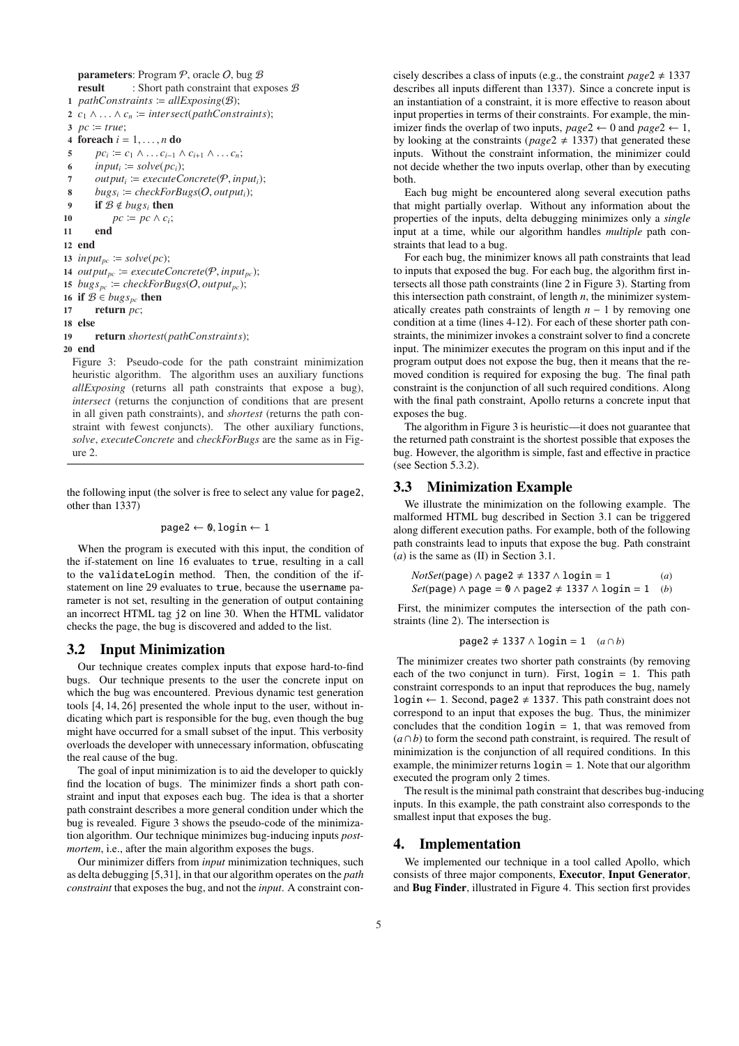**parameters**: Program $\mathcal{P}$, oracle $O$, bug $\mathcal{B}$
**result** : Short path constraint that exposes $\mathcal{B}$

```
1  pathConstraints := allExposing(B);
2  c_1 ∧ ... ∧ c_n := intersect(pathConstraints);
3  pc := true;
4  foreach i = 1, ..., n do
5      pc_i := c_1 ∧ ... c_{i-1} ∧ c_{i+1} ∧ ... c_n;
6      input_i := solve(pc_i);
7      output_i := executeConcrete(P, input_i);
8      bugs_i := checkForBugs(O, output_i);
9      if B ∉ bugs_i then
10         pc := pc ∧ c_i;
11     end
12 end
13 input_pc := solve(pc);
14 output_pc := executeConcrete(P, input_pc);
15 bugs_pc := checkForBugs(O, output_pc);
16 if B ∈ bugs_pc then
17     return pc;
18 else
19     return shortest(pathConstraints);
20 end
```

Figure 3: Pseudo-code for the path constraint minimization heuristic algorithm. The algorithm uses an auxiliary functions *allExposing* (returns all path constraints that expose a bug), *intersect* (returns the conjunction of conditions that are present in all given path constraints), and *shortest* (returns the path constraint with fewest conjuncts). The other auxiliary functions, *solve*, *executeConcrete* and *checkForBugs* are the same as in Figure 2.

the following input (the solver is free to select any value for `page2`, other than 1337)

$$\texttt{page2} \leftarrow \texttt{0}, \texttt{login} \leftarrow 1$$

When the program is executed with this input, the condition of the if-statement on line 16 evaluates to `true`, resulting in a call to the `validateLogin` method. Then, the condition of the if-statement on line 29 evaluates to `true`, because the `username` parameter is not set, resulting in the generation of output containing an incorrect HTML tag `j2` on line 30. When the HTML validator checks the page, the bug is discovered and added to the list.

## 3.2 Input Minimization

Our technique creates complex inputs that expose hard-to-find bugs. Our technique presents to the user the concrete input on which the bug was encountered. Previous dynamic test generation tools [4, 14, 26] presented the whole input to the user, without indicating which part is responsible for the bug, even though the bug might have occurred for a small subset of the input. This verbosity overloads the developer with unnecessary information, obfuscating the real cause of the bug.

The goal of input minimization is to aid the developer to quickly find the location of bugs. The minimizer finds a short path constraint and input that exposes each bug. The idea is that a shorter path constraint describes a more general condition under which the bug is revealed. Figure 3 shows the pseudo-code of the minimization algorithm. Our technique minimizes bug-inducing inputs *post-mortem*, i.e., after the main algorithm exposes the bugs.

Our minimizer differs from *input* minimization techniques, such as delta debugging [5,31], in that our algorithm operates on the *path constraint* that exposes the bug, and not the *input*. A constraint concisely describes a class of inputs (e.g., the constraint $page2 \neq 1337$ describes all inputs different than 1337). Since a concrete input is an instantiation of a constraint, it is more effective to reason about input properties in terms of their constraints. For example, the minimizer finds the overlap of two inputs, $page2 \leftarrow 0$ and $page2 \leftarrow 1$, by looking at the constraints ($page2 \neq 1337$) that generated these inputs. Without the constraint information, the minimizer could not decide whether the two inputs overlap, other than by executing both.

Each bug might be encountered along several execution paths that might partially overlap. Without any information about the properties of the inputs, delta debugging minimizes only a *single* input at a time, while our algorithm handles *multiple* path constraints that lead to a bug.

For each bug, the minimizer knows all path constraints that lead to inputs that exposed the bug. For each bug, the algorithm first intersects all those path constraints (line 2 in Figure 3). Starting from this intersection path constraint, of length $n$, the minimizer systematically creates path constraints of length $n - 1$ by removing one condition at a time (lines 4-12). For each of these shorter path constraints, the minimizer invokes a constraint solver to find a concrete input. The minimizer executes the program on this input and if the program output does not expose the bug, then it means that the removed condition is required for exposing the bug. The final path constraint is the conjunction of all such required conditions. Along with the final path constraint, Apollo returns a concrete input that exposes the bug.

The algorithm in Figure 3 is heuristic—it does not guarantee that the returned path constraint is the shortest possible that exposes the bug. However, the algorithm is simple, fast and effective in practice (see Section 5.3.2).

## 3.3 Minimization Example

We illustrate the minimization on the following example. The malformed HTML bug described in Section 3.1 can be triggered along different execution paths. For example, both of the following path constraints lead to inputs that expose the bug. Path constraint (*a*) is the same as (II) in Section 3.1.

$$NotSet(\texttt{page}) \wedge \texttt{page2} \neq 1337 \wedge \texttt{login} = 1 \quad (a)$$
$$Set(\texttt{page}) \wedge \texttt{page} = \texttt{0} \wedge \texttt{page2} \neq 1337 \wedge \texttt{login} = 1 \quad (b)$$

First, the minimizer computes the intersection of the path constraints (line 2). The intersection is

$$\texttt{page2} \neq 1337 \wedge \texttt{login} = 1 \quad (a \cap b)$$

The minimizer creates two shorter path constraints (by removing each of the two conjunct in turn). First, `login = 1`. This path constraint corresponds to an input that reproduces the bug, namely `login` $\leftarrow$ 1. Second, `page2` $\neq$ 1337. This path constraint does not correspond to an input that exposes the bug. Thus, the minimizer concludes that the condition `login = 1`, that was removed from $(a \cap b)$ to form the second path constraint, is required. The result of minimization is the conjunction of all required conditions. In this example, the minimizer returns `login = 1`. Note that our algorithm executed the program only 2 times.

The result is the minimal path constraint that describes bug-inducing inputs. In this example, the path constraint also corresponds to the smallest input that exposes the bug.

# 4. Implementation

We implemented our technique in a tool called Apollo, which consists of three major components, **Executor**, **Input Generator**, and **Bug Finder**, illustrated in Figure 4. This section first provides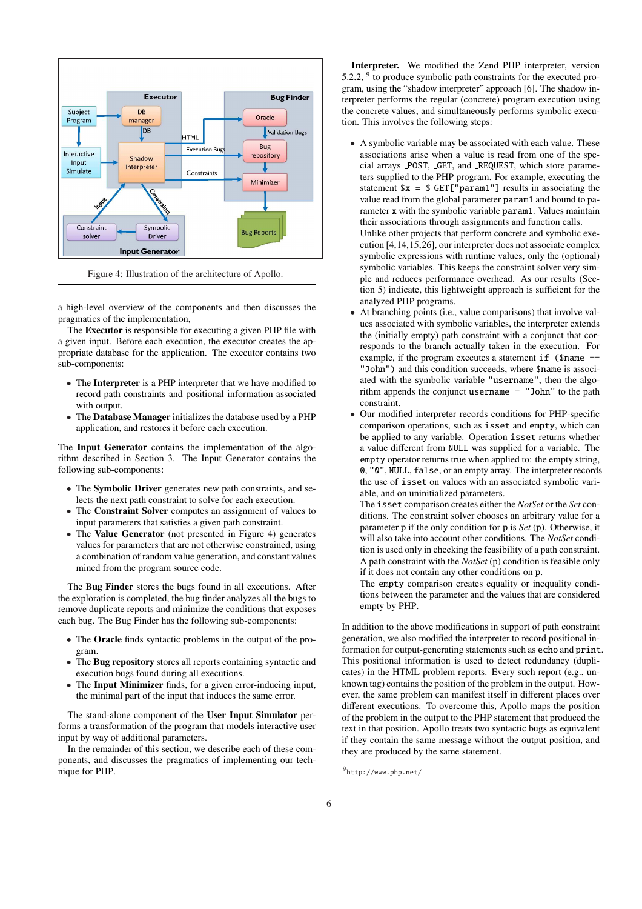Figure 4: Illustration of the architecture of Apollo.

a high-level overview of the components and then discusses the pragmatics of the implementation,

The **Executor** is responsible for executing a given PHP file with a given input. Before each execution, the executor creates the appropriate database for the application. The executor contains two sub-components:

- The **Interpreter** is a PHP interpreter that we have modified to record path constraints and positional information associated with output.
- The **Database Manager** initializes the database used by a PHP application, and restores it before each execution.

The **Input Generator** contains the implementation of the algorithm described in Section 3. The Input Generator contains the following sub-components:

- The **Symbolic Driver** generates new path constraints, and selects the next path constraint to solve for each execution.
- The **Constraint Solver** computes an assignment of values to input parameters that satisfies a given path constraint.
- The **Value Generator** (not presented in Figure 4) generates values for parameters that are not otherwise constrained, using a combination of random value generation, and constant values mined from the program source code.

The **Bug Finder** stores the bugs found in all executions. After the exploration is completed, the bug finder analyzes all the bugs to remove duplicate reports and minimize the conditions that exposes each bug. The Bug Finder has the following sub-components:

- The **Oracle** finds syntactic problems in the output of the program.
- The **Bug repository** stores all reports containing syntactic and execution bugs found during all executions.
- The **Input Minimizer** finds, for a given error-inducing input, the minimal part of the input that induces the same error.

The stand-alone component of the **User Input Simulator** performs a transformation of the program that models interactive user input by way of additional parameters.

In the remainder of this section, we describe each of these components, and discusses the pragmatics of implementing our technique for PHP.

**Interpreter.** We modified the Zend PHP interpreter, version 5.2.2, [9] to produce symbolic path constraints for the executed program, using the "shadow interpreter" approach [6]. The shadow interpreter performs the regular (concrete) program execution using the concrete values, and simultaneously performs symbolic execution. This involves the following steps:

- A symbolic variable may be associated with each value. These associations arise when a value is read from one of the special arrays _POST, _GET, and _REQUEST, which store parameters supplied to the PHP program. For example, executing the statement `$x = $_GET["param1"]` results in associating the value read from the global parameter `param1` and bound to parameter `x` with the symbolic variable `param1`. Values maintain their associations through assignments and function calls.
  Unlike other projects that perform concrete and symbolic execution [4,14,15,26], our interpreter does not associate complex symbolic expressions with runtime values, only the (optional) symbolic variables. This keeps the constraint solver very simple and reduces performance overhead. As our results (Section 5) indicate, this lightweight approach is sufficient for the analyzed PHP programs.
- At branching points (i.e., value comparisons) that involve values associated with symbolic variables, the interpreter extends the (initially empty) path constraint with a conjunct that corresponds to the branch actually taken in the execution. For example, if the program executes a statement `if ($name == "John")` and this condition succeeds, where `$name` is associated with the symbolic variable `"username"`, then the algorithm appends the conjunct `username = "John"` to the path constraint.
- Our modified interpreter records conditions for PHP-specific comparison operations, such as `isset` and `empty`, which can be applied to any variable. Operation `isset` returns whether a value different from `NULL` was supplied for a variable. The `empty` operator returns true when applied to: the empty string, `0`, `"0"`, `NULL`, `false`, or an empty array. The interpreter records the use of `isset` on values with an associated symbolic variable, and on uninitialized parameters.
  The `isset` comparison creates either the *NotSet* or the *Set* conditions. The constraint solver chooses an arbitrary value for a parameter `p` if the only condition for `p` is *Set* (`p`). Otherwise, it will also take into account other conditions. The *NotSet* condition is used only in checking the feasibility of a path constraint. A path constraint with the *NotSet* (`p`) condition is feasible only if it does not contain any other conditions on `p`.
  The `empty` comparison creates equality or inequality conditions between the parameter and the values that are considered empty by PHP.

In addition to the above modifications in support of path constraint generation, we also modified the interpreter to record positional information for output-generating statements such as `echo` and `print`. This positional information is used to detect redundancy (duplicates) in the HTML problem reports. Every such report (e.g., unknown tag) contains the position of the problem in the output. However, the same problem can manifest itself in different places over different executions. To overcome this, Apollo maps the position of the problem in the output to the PHP statement that produced the text in that position. Apollo treats two syntactic bugs as equivalent if they contain the same message without the output position, and they are produced by the same statement.

[9] http://www.php.net/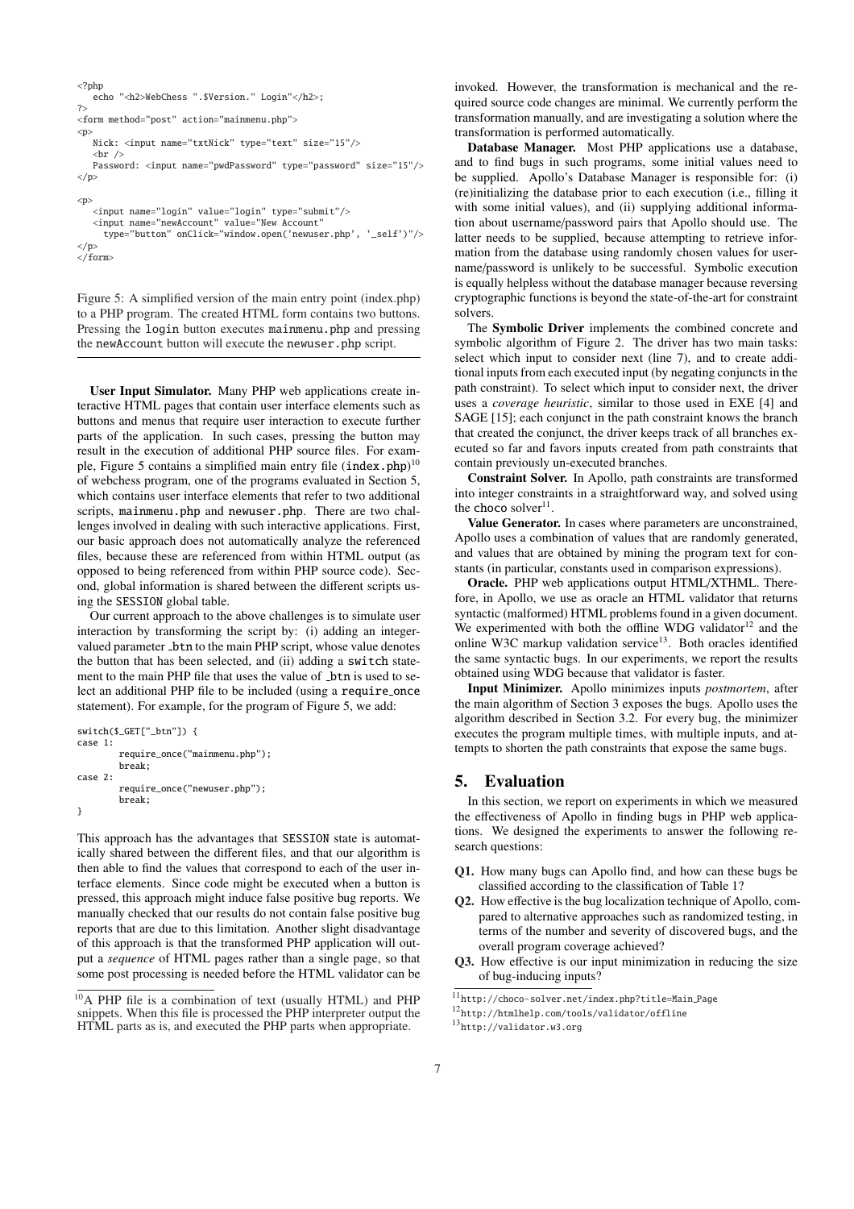```
<?php
   echo "<h2>WebChess ".$Version." Login"</h2>;
?>
<form method="post" action="mainmenu.php">
<p>
   Nick: <input name="txtNick" type="text" size="15"/>
   <br />
   Password: <input name="pwdPassword" type="password" size="15"/>
</p>

<p>
   <input name="login" value="login" type="submit"/>
   <input name="newAccount" value="New Account"
     type="button" onClick="window.open('newuser.php', '_self')"/>
</p>
</form>
```

Figure 5: A simplified version of the main entry point (index.php) to a PHP program. The created HTML form contains two buttons. Pressing the login button executes mainmenu.php and pressing the newAccount button will execute the newuser.php script.

**User Input Simulator.** Many PHP web applications create interactive HTML pages that contain user interface elements such as buttons and menus that require user interaction to execute further parts of the application. In such cases, pressing the button may result in the execution of additional PHP source files. For example, Figure 5 contains a simplified main entry file (index.php)[10] of webchess program, one of the programs evaluated in Section 5, which contains user interface elements that refer to two additional scripts, mainmenu.php and newuser.php. There are two challenges involved in dealing with such interactive applications. First, our basic approach does not automatically analyze the referenced files, because these are referenced from within HTML output (as opposed to being referenced from within PHP source code). Second, global information is shared between the different scripts using the SESSION global table.

Our current approach to the above challenges is to simulate user interaction by transforming the script by: (i) adding an integer-valued parameter _btn to the main PHP script, whose value denotes the button that has been selected, and (ii) adding a switch statement to the main PHP file that uses the value of _btn is used to select an additional PHP file to be included (using a require_once statement). For example, for the program of Figure 5, we add:

```
switch($_GET["_btn"]) {
case 1:
        require_once("mainmenu.php");
        break;
case 2:
        require_once("newuser.php");
        break;
}
```

This approach has the advantages that SESSION state is automatically shared between the different files, and that our algorithm is then able to find the values that correspond to each of the user interface elements. Since code might be executed when a button is pressed, this approach might induce false positive bug reports. We manually checked that our results do not contain false positive bug reports that are due to this limitation. Another slight disadvantage of this approach is that the transformed PHP application will output a *sequence* of HTML pages rather than a single page, so that some post processing is needed before the HTML validator can be invoked. However, the transformation is mechanical and the required source code changes are minimal. We currently perform the transformation manually, and are investigating a solution where the transformation is performed automatically.

**Database Manager.** Most PHP applications use a database, and to find bugs in such programs, some initial values need to be supplied. Apollo's Database Manager is responsible for: (i) (re)initializing the database prior to each execution (i.e., filling it with some initial values), and (ii) supplying additional information about username/password pairs that Apollo should use. The latter needs to be supplied, because attempting to retrieve information from the database using randomly chosen values for username/password is unlikely to be successful. Symbolic execution is equally helpless without the database manager because reversing cryptographic functions is beyond the state-of-the-art for constraint solvers.

The **Symbolic Driver** implements the combined concrete and symbolic algorithm of Figure 2. The driver has two main tasks: select which input to consider next (line 7), and to create additional inputs from each executed input (by negating conjuncts in the path constraint). To select which input to consider next, the driver uses a *coverage heuristic*, similar to those used in EXE [4] and SAGE [15]; each conjunct in the path constraint knows the branch that created the conjunct, the driver keeps track of all branches executed so far and favors inputs created from path constraints that contain previously un-executed branches.

**Constraint Solver.** In Apollo, path constraints are transformed into integer constraints in a straightforward way, and solved using the choco solver[11].

**Value Generator.** In cases where parameters are unconstrained, Apollo uses a combination of values that are randomly generated, and values that are obtained by mining the program text for constants (in particular, constants used in comparison expressions).

**Oracle.** PHP web applications output HTML/XTHML. Therefore, in Apollo, we use as oracle an HTML validator that returns syntactic (malformed) HTML problems found in a given document. We experimented with both the offline WDG validator[12] and the online W3C markup validation service[13]. Both oracles identified the same syntactic bugs. In our experiments, we report the results obtained using WDG because that validator is faster.

**Input Minimizer.** Apollo minimizes inputs *postmortem*, after the main algorithm of Section 3 exposes the bugs. Apollo uses the algorithm described in Section 3.2. For every bug, the minimizer executes the program multiple times, with multiple inputs, and attempts to shorten the path constraints that expose the same bugs.

## 5. Evaluation

In this section, we report on experiments in which we measured the effectiveness of Apollo in finding bugs in PHP web applications. We designed the experiments to answer the following research questions:

**Q1.** How many bugs can Apollo find, and how can these bugs be classified according to the classification of Table 1?

**Q2.** How effective is the bug localization technique of Apollo, compared to alternative approaches such as randomized testing, in terms of the number and severity of discovered bugs, and the overall program coverage achieved?

**Q3.** How effective is our input minimization in reducing the size of bug-inducing inputs?

[10] A PHP file is a combination of text (usually HTML) and PHP snippets. When this file is processed the PHP interpreter output the HTML parts as is, and executed the PHP parts when appropriate.

[11] http://choco-solver.net/index.php?title=Main_Page

[12] http://htmlhelp.com/tools/validator/offline

[13] http://validator.w3.org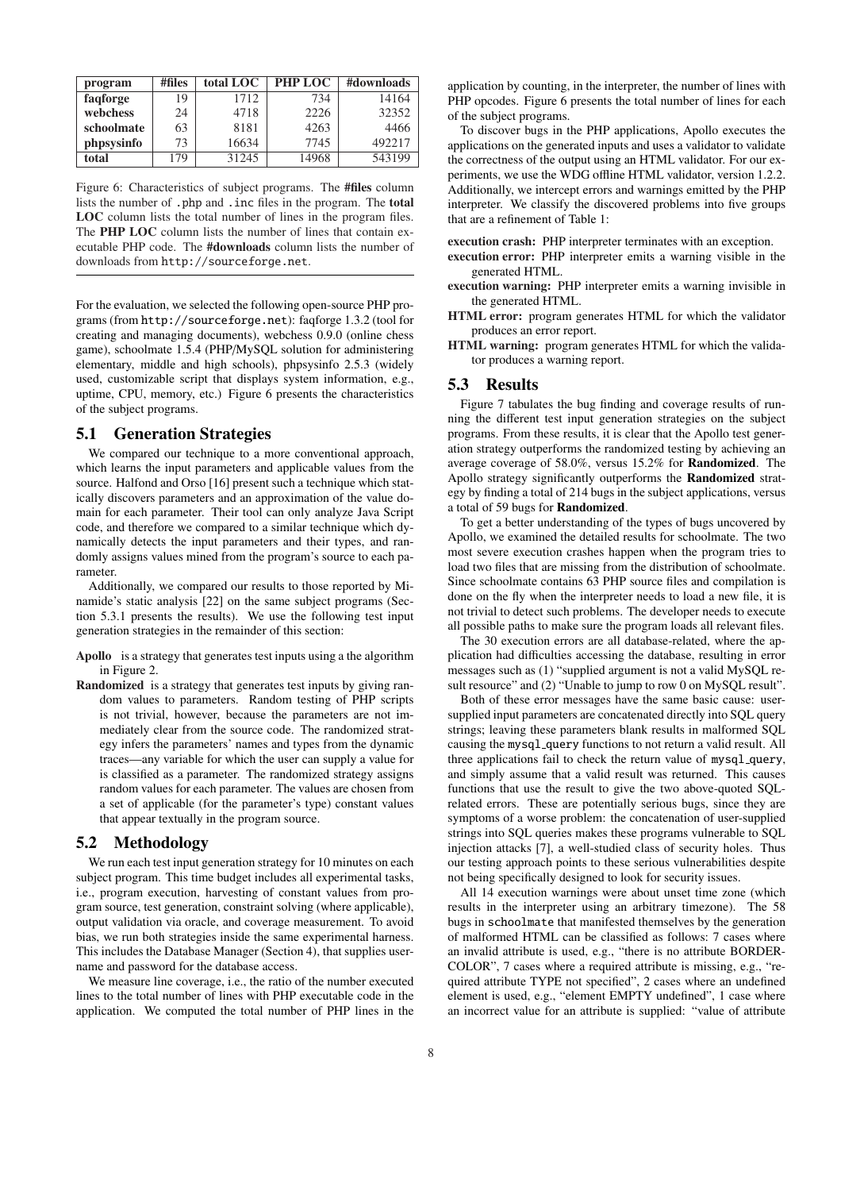| program | #files | total LOC | PHP LOC | #downloads |
|---|---|---|---|---|
| **faqforge** | 19 | 1712 | 734 | 14164 |
| **webchess** | 24 | 4718 | 2226 | 32352 |
| **schoolmate** | 63 | 8181 | 4263 | 4466 |
| **phpsysinfo** | 73 | 16634 | 7745 | 492217 |
| **total** | 179 | 31245 | 14968 | 543199 |

Figure 6: Characteristics of subject programs. The **#files** column lists the number of `.php` and `.inc` files in the program. The **total LOC** column lists the total number of lines in the program files. The **PHP LOC** column lists the number of lines that contain executable PHP code. The **#downloads** column lists the number of downloads from `http://sourceforge.net`.

For the evaluation, we selected the following open-source PHP programs (from `http://sourceforge.net`): faqforge 1.3.2 (tool for creating and managing documents), webchess 0.9.0 (online chess game), schoolmate 1.5.4 (PHP/MySQL solution for administering elementary, middle and high schools), phpsysinfo 2.5.3 (widely used, customizable script that displays system information, e.g., uptime, CPU, memory, etc.) Figure 6 presents the characteristics of the subject programs.

## 5.1 Generation Strategies

We compared our technique to a more conventional approach, which learns the input parameters and applicable values from the source. Halfond and Orso [16] present such a technique which statically discovers parameters and an approximation of the value domain for each parameter. Their tool can only analyze Java Script code, and therefore we compared to a similar technique which dynamically detects the input parameters and their types, and randomly assigns values mined from the program's source to each parameter.

Additionally, we compared our results to those reported by Minamide's static analysis [22] on the same subject programs (Section 5.3.1 presents the results). We use the following test input generation strategies in the remainder of this section:

**Apollo** is a strategy that generates test inputs using a the algorithm in Figure 2.

**Randomized** is a strategy that generates test inputs by giving random values to parameters. Random testing of PHP scripts is not trivial, however, because the parameters are not immediately clear from the source code. The randomized strategy infers the parameters' names and types from the dynamic traces—any variable for which the user can supply a value for is classified as a parameter. The randomized strategy assigns random values for each parameter. The values are chosen from a set of applicable (for the parameter's type) constant values that appear textually in the program source.

## 5.2 Methodology

We run each test input generation strategy for 10 minutes on each subject program. This time budget includes all experimental tasks, i.e., program execution, harvesting of constant values from program source, test generation, constraint solving (where applicable), output validation via oracle, and coverage measurement. To avoid bias, we run both strategies inside the same experimental harness. This includes the Database Manager (Section 4), that supplies username and password for the database access.

We measure line coverage, i.e., the ratio of the number executed lines to the total number of lines with PHP executable code in the application. We computed the total number of PHP lines in the application by counting, in the interpreter, the number of lines with PHP opcodes. Figure 6 presents the total number of lines for each of the subject programs.

To discover bugs in the PHP applications, Apollo executes the applications on the generated inputs and uses a validator to validate the correctness of the output using an HTML validator. For our experiments, we use the WDG offline HTML validator, version 1.2.2. Additionally, we intercept errors and warnings emitted by the PHP interpreter. We classify the discovered problems into five groups that are a refinement of Table 1:

**execution crash:** PHP interpreter terminates with an exception.

**execution error:** PHP interpreter emits a warning visible in the generated HTML.

**execution warning:** PHP interpreter emits a warning invisible in the generated HTML.

**HTML error:** program generates HTML for which the validator produces an error report.

**HTML warning:** program generates HTML for which the validator produces a warning report.

## 5.3 Results

Figure 7 tabulates the bug finding and coverage results of running the different test input generation strategies on the subject programs. From these results, it is clear that the Apollo test generation strategy outperforms the randomized testing by achieving an average coverage of 58.0%, versus 15.2% for **Randomized**. The Apollo strategy significantly outperforms the **Randomized** strategy by finding a total of 214 bugs in the subject applications, versus a total of 59 bugs for **Randomized**.

To get a better understanding of the types of bugs uncovered by Apollo, we examined the detailed results for schoolmate. The two most severe execution crashes happen when the program tries to load two files that are missing from the distribution of schoolmate. Since schoolmate contains 63 PHP source files and compilation is done on the fly when the interpreter needs to load a new file, it is not trivial to detect such problems. The developer needs to execute all possible paths to make sure the program loads all relevant files.

The 30 execution errors are all database-related, where the application had difficulties accessing the database, resulting in error messages such as (1) "supplied argument is not a valid MySQL result resource" and (2) "Unable to jump to row 0 on MySQL result".

Both of these error messages have the same basic cause: user-supplied input parameters are concatenated directly into SQL query strings; leaving these parameters blank results in malformed SQL causing the `mysql_query` functions to not return a valid result. All three applications fail to check the return value of `mysql_query`, and simply assume that a valid result was returned. This causes functions that use the result to give the two above-quoted SQL-related errors. These are potentially serious bugs, since they are symptoms of a worse problem: the concatenation of user-supplied strings into SQL queries makes these programs vulnerable to SQL injection attacks [7], a well-studied class of security holes. Thus our testing approach points to these serious vulnerabilities despite not being specifically designed to look for security issues.

All 14 execution warnings were about unset time zone (which results in the interpreter using an arbitrary timezone). The 58 bugs in `schoolmate` that manifested themselves by the generation of malformed HTML can be classified as follows: 7 cases where an invalid attribute is used, e.g., "there is no attribute BORDERCOLOR", 7 cases where a required attribute is missing, e.g., "required attribute TYPE not specified", 2 cases where an undefined element is used, e.g., "element EMPTY undefined", 1 case where an incorrect value for an attribute is supplied: "value of attribute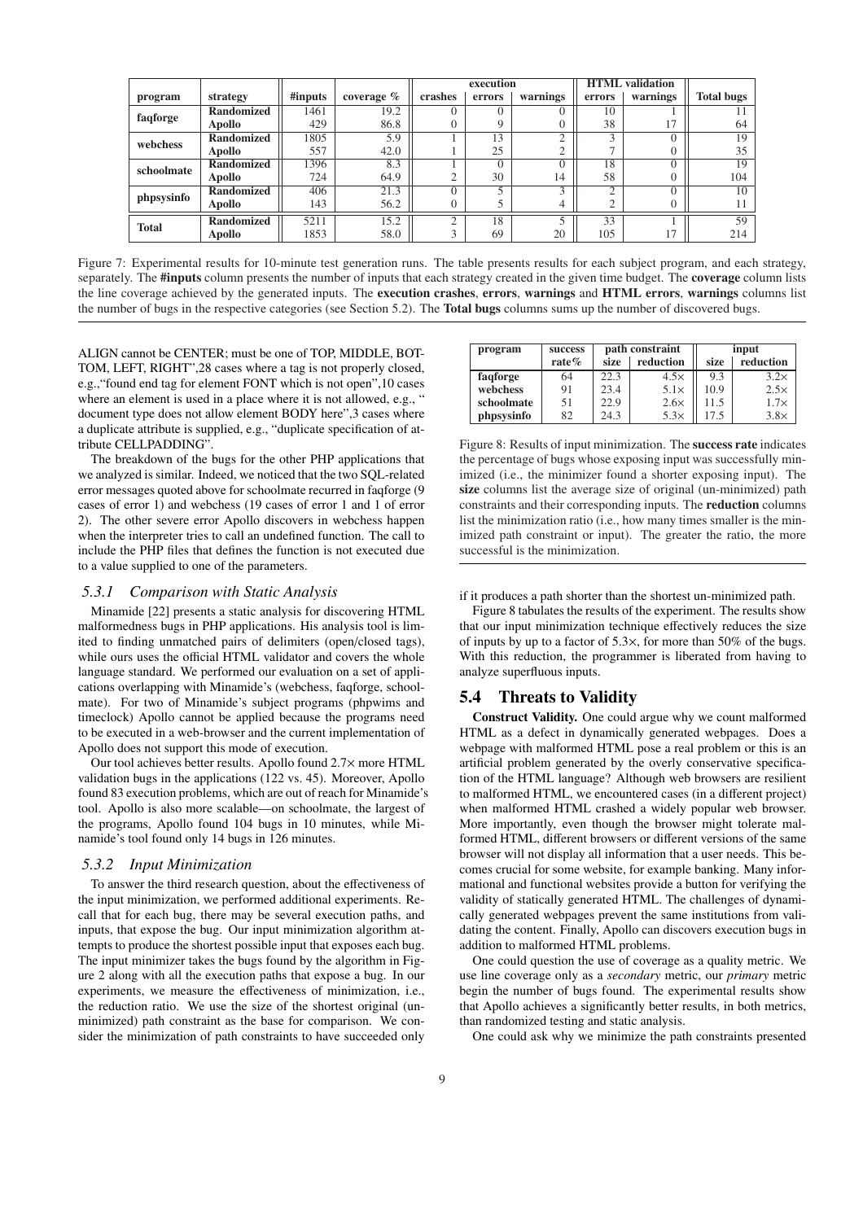| program | strategy | #inputs | coverage % | execution | | | HTML validation | | Total bugs |
|---|---|---|---|---|---|---|---|---|---|
| | | | | crashes | errors | warnings | errors | warnings | |
| faqforge | Randomized | 1461 | 19.2 | 0 | 0 | 0 | 10 | 1 | 11 |
| | Apollo | 429 | 86.8 | 0 | 9 | 0 | 38 | 17 | 64 |
| webchess | Randomized | 1805 | 5.9 | 1 | 13 | 2 | 3 | 0 | 19 |
| | Apollo | 557 | 42.0 | 1 | 25 | 2 | 7 | 0 | 35 |
| schoolmate | Randomized | 1396 | 8.3 | 1 | 0 | 0 | 18 | 0 | 19 |
| | Apollo | 724 | 64.9 | 2 | 30 | 14 | 58 | 0 | 104 |
| phpsysinfo | Randomized | 406 | 21.3 | 0 | 5 | 3 | 2 | 0 | 10 |
| | Apollo | 143 | 56.2 | 0 | 5 | 4 | 2 | 0 | 11 |
| Total | Randomized | 5211 | 15.2 | 2 | 18 | 5 | 33 | 1 | 59 |
| | Apollo | 1853 | 58.0 | 3 | 69 | 20 | 105 | 17 | 214 |

Figure 7: Experimental results for 10-minute test generation runs. The table presents results for each subject program, and each strategy, separately. The **#inputs** column presents the number of inputs that each strategy created in the given time budget. The **coverage** column lists the line coverage achieved by the generated inputs. The **execution crashes**, **errors**, **warnings** and **HTML errors**, **warnings** columns list the number of bugs in the respective categories (see Section 5.2). The **Total bugs** columns sums up the number of discovered bugs.

ALIGN cannot be CENTER; must be one of TOP, MIDDLE, BOTTOM, LEFT, RIGHT",28 cases where a tag is not properly closed, e.g.,"found end tag for element FONT which is not open",10 cases where an element is used in a place where it is not allowed, e.g., " document type does not allow element BODY here",3 cases where a duplicate attribute is supplied, e.g., "duplicate specification of attribute CELLPADDING".

The breakdown of the bugs for the other PHP applications that we analyzed is similar. Indeed, we noticed that the two SQL-related error messages quoted above for schoolmate recurred in faqforge (9 cases of error 1) and webchess (19 cases of error 1 and 1 of error 2). The other severe error Apollo discovers in webchess happen when the interpreter tries to call an undefined function. The call to include the PHP files that defines the function is not executed due to a value supplied to one of the parameters.

### *5.3.1 Comparison with Static Analysis*

Minamide [22] presents a static analysis for discovering HTML malformedness bugs in PHP applications. His analysis tool is limited to finding unmatched pairs of delimiters (open/closed tags), while ours uses the official HTML validator and covers the whole language standard. We performed our evaluation on a set of applications overlapping with Minamide's (webchess, faqforge, schoolmate). For two of Minamide's subject programs (phpwims and timeclock) Apollo cannot be applied because the programs need to be executed in a web-browser and the current implementation of Apollo does not support this mode of execution.

Our tool achieves better results. Apollo found 2.7× more HTML validation bugs in the applications (122 vs. 45). Moreover, Apollo found 83 execution problems, which are out of reach for Minamide's tool. Apollo is also more scalable—on schoolmate, the largest of the programs, Apollo found 104 bugs in 10 minutes, while Minamide's tool found only 14 bugs in 126 minutes.

### *5.3.2 Input Minimization*

To answer the third research question, about the effectiveness of the input minimization, we performed additional experiments. Recall that for each bug, there may be several execution paths, and inputs, that expose the bug. Our input minimization algorithm attempts to produce the shortest possible input that exposes each bug. The input minimizer takes the bugs found by the algorithm in Figure 2 along with all the execution paths that expose a bug. In our experiments, we measure the effectiveness of minimization, i.e., the reduction ratio. We use the size of the shortest original (unminimized) path constraint as the base for comparison. We consider the minimization of path constraints to have succeeded only if it produces a path shorter than the shortest un-minimized path.

| program | success rate% | path constraint | | input | |
|---|---|---|---|---|---|
| | | size | reduction | size | reduction |
| faqforge | 64 | 22.3 | 4.5× | 9.3 | 3.2× |
| webchess | 91 | 23.4 | 5.1× | 10.9 | 2.5× |
| schoolmate | 51 | 22.9 | 2.6× | 11.5 | 1.7× |
| phpsysinfo | 82 | 24.3 | 5.3× | 17.5 | 3.8× |

Figure 8: Results of input minimization. The **success rate** indicates the percentage of bugs whose exposing input was successfully minimized (i.e., the minimizer found a shorter exposing input). The **size** columns list the average size of original (un-minimized) path constraints and their corresponding inputs. The **reduction** columns list the minimization ratio (i.e., how many times smaller is the minimized path constraint or input). The greater the ratio, the more successful is the minimization.

Figure 8 tabulates the results of the experiment. The results show that our input minimization technique effectively reduces the size of inputs by up to a factor of 5.3×, for more than 50% of the bugs. With this reduction, the programmer is liberated from having to analyze superfluous inputs.

## 5.4 Threats to Validity

**Construct Validity.** One could argue why we count malformed HTML as a defect in dynamically generated webpages. Does a webpage with malformed HTML pose a real problem or this is an artificial problem generated by the overly conservative specification of the HTML language? Although web browsers are resilient to malformed HTML, we encountered cases (in a different project) when malformed HTML crashed a widely popular web browser. More importantly, even though the browser might tolerate malformed HTML, different browsers or different versions of the same browser will not display all information that a user needs. This becomes crucial for some website, for example banking. Many informational and functional websites provide a button for verifying the validity of statically generated HTML. The challenges of dynamically generated webpages prevent the same institutions from validating the content. Finally, Apollo can discovers execution bugs in addition to malformed HTML problems.

One could question the use of coverage as a quality metric. We use line coverage only as a *secondary* metric, our *primary* metric begin the number of bugs found. The experimental results show that Apollo achieves a significantly better results, in both metrics, than randomized testing and static analysis.

One could ask why we minimize the path constraints presented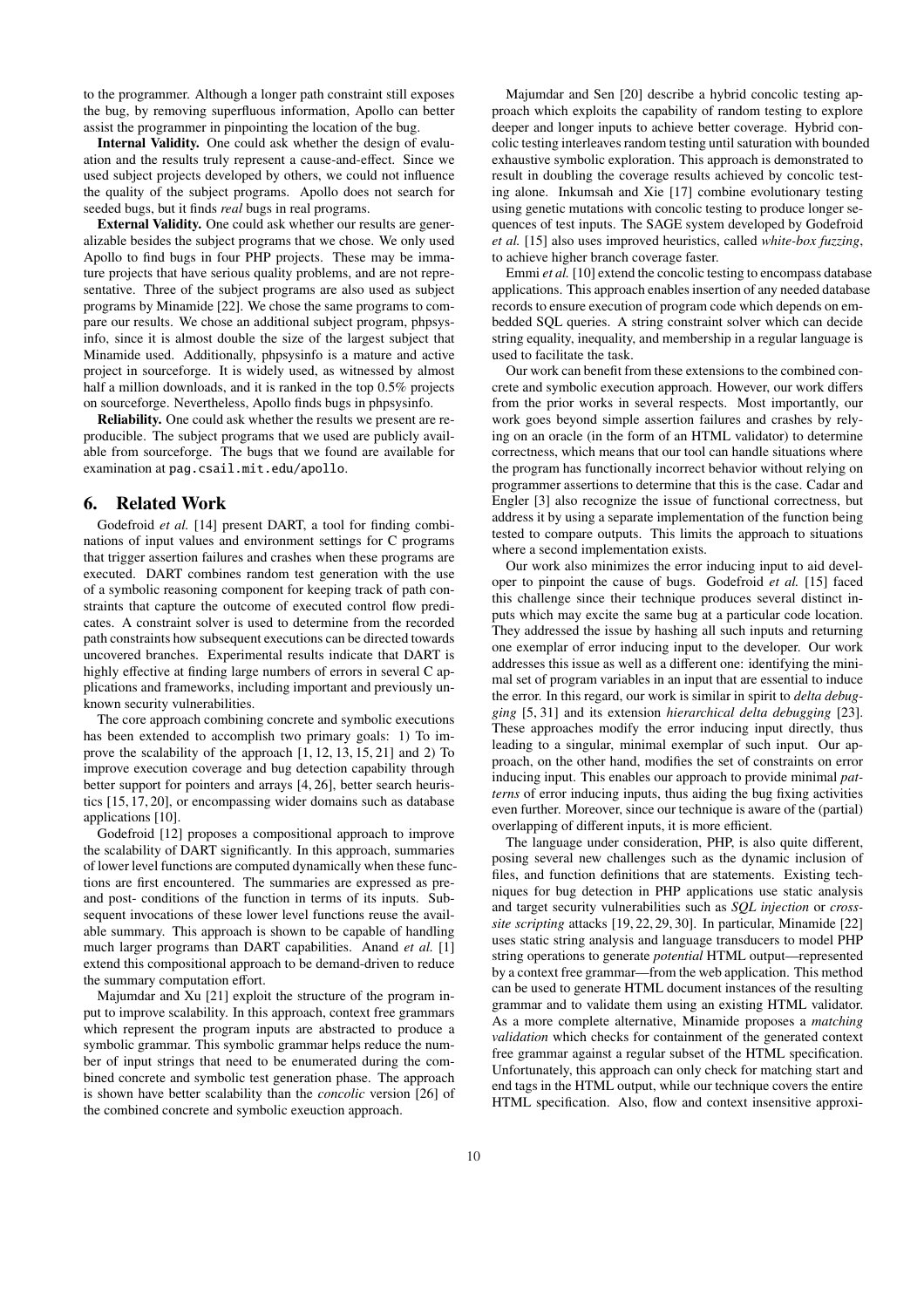to the programmer. Although a longer path constraint still exposes the bug, by removing superfluous information, Apollo can better assist the programmer in pinpointing the location of the bug.

**Internal Validity.** One could ask whether the design of evaluation and the results truly represent a cause-and-effect. Since we used subject projects developed by others, we could not influence the quality of the subject programs. Apollo does not search for seeded bugs, but it finds *real* bugs in real programs.

**External Validity.** One could ask whether our results are generalizable besides the subject programs that we chose. We only used Apollo to find bugs in four PHP projects. These may be immature projects that have serious quality problems, and are not representative. Three of the subject programs are also used as subject programs by Minamide [22]. We chose the same programs to compare our results. We chose an additional subject program, phpsysinfo, since it is almost double the size of the largest subject that Minamide used. Additionally, phpsysinfo is a mature and active project in sourceforge. It is widely used, as witnessed by almost half a million downloads, and it is ranked in the top 0.5% projects on sourceforge. Nevertheless, Apollo finds bugs in phpsysinfo.

**Reliability.** One could ask whether the results we present are reproducible. The subject programs that we used are publicly available from sourceforge. The bugs that we found are available for examination at `pag.csail.mit.edu/apollo`.

## 6. Related Work

Godefroid *et al.* [14] present DART, a tool for finding combinations of input values and environment settings for C programs that trigger assertion failures and crashes when these programs are executed. DART combines random test generation with the use of a symbolic reasoning component for keeping track of path constraints that capture the outcome of executed control flow predicates. A constraint solver is used to determine from the recorded path constraints how subsequent executions can be directed towards uncovered branches. Experimental results indicate that DART is highly effective at finding large numbers of errors in several C applications and frameworks, including important and previously unknown security vulnerabilities.

The core approach combining concrete and symbolic executions has been extended to accomplish two primary goals: 1) To improve the scalability of the approach [1, 12, 13, 15, 21] and 2) To improve execution coverage and bug detection capability through better support for pointers and arrays [4, 26], better search heuristics [15, 17, 20], or encompassing wider domains such as database applications [10].

Godefroid [12] proposes a compositional approach to improve the scalability of DART significantly. In this approach, summaries of lower level functions are computed dynamically when these functions are first encountered. The summaries are expressed as pre- and post- conditions of the function in terms of its inputs. Subsequent invocations of these lower level functions reuse the available summary. This approach is shown to be capable of handling much larger programs than DART capabilities. Anand *et al.* [1] extend this compositional approach to be demand-driven to reduce the summary computation effort.

Majumdar and Xu [21] exploit the structure of the program input to improve scalability. In this approach, context free grammars which represent the program inputs are abstracted to produce a symbolic grammar. This symbolic grammar helps reduce the number of input strings that need to be enumerated during the combined concrete and symbolic test generation phase. The approach is shown have better scalability than the *concolic* version [26] of the combined concrete and symbolic exeuction approach.

Majumdar and Sen [20] describe a hybrid concolic testing approach which exploits the capability of random testing to explore deeper and longer inputs to achieve better coverage. Hybrid concolic testing interleaves random testing until saturation with bounded exhaustive symbolic exploration. This approach is demonstrated to result in doubling the coverage results achieved by concolic testing alone. Inkumsah and Xie [17] combine evolutionary testing using genetic mutations with concolic testing to produce longer sequences of test inputs. The SAGE system developed by Godefroid *et al.* [15] also uses improved heuristics, called *white-box fuzzing*, to achieve higher branch coverage faster.

Emmi *et al.* [10] extend the concolic testing to encompass database applications. This approach enables insertion of any needed database records to ensure execution of program code which depends on embedded SQL queries. A string constraint solver which can decide string equality, inequality, and membership in a regular language is used to facilitate the task.

Our work can benefit from these extensions to the combined concrete and symbolic execution approach. However, our work differs from the prior works in several respects. Most importantly, our work goes beyond simple assertion failures and crashes by relying on an oracle (in the form of an HTML validator) to determine correctness, which means that our tool can handle situations where the program has functionally incorrect behavior without relying on programmer assertions to determine that this is the case. Cadar and Engler [3] also recognize the issue of functional correctness, but address it by using a separate implementation of the function being tested to compare outputs. This limits the approach to situations where a second implementation exists.

Our work also minimizes the error inducing input to aid developer to pinpoint the cause of bugs. Godefroid *et al.* [15] faced this challenge since their technique produces several distinct inputs which may excite the same bug at a particular code location. They addressed the issue by hashing all such inputs and returning one exemplar of error inducing input to the developer. Our work addresses this issue as well as a different one: identifying the minimal set of program variables in an input that are essential to induce the error. In this regard, our work is similar in spirit to *delta debugging* [5, 31] and its extension *hierarchical delta debugging* [23]. These approaches modify the error inducing input directly, thus leading to a singular, minimal exemplar of such input. Our approach, on the other hand, modifies the set of constraints on error inducing input. This enables our approach to provide minimal *patterns* of error inducing inputs, thus aiding the bug fixing activities even further. Moreover, since our technique is aware of the (partial) overlapping of different inputs, it is more efficient.

The language under consideration, PHP, is also quite different, posing several new challenges such as the dynamic inclusion of files, and function definitions that are statements. Existing techniques for bug detection in PHP applications use static analysis and target security vulnerabilities such as *SQL injection* or *cross-site scripting* attacks [19, 22, 29, 30]. In particular, Minamide [22] uses static string analysis and language transducers to model PHP string operations to generate *potential* HTML output—represented by a context free grammar—from the web application. This method can be used to generate HTML document instances of the resulting grammar and to validate them using an existing HTML validator. As a more complete alternative, Minamide proposes a *matching validation* which checks for containment of the generated context free grammar against a regular subset of the HTML specification. Unfortunately, this approach can only check for matching start and end tags in the HTML output, while our technique covers the entire HTML specification. Also, flow and context insensitive approxi-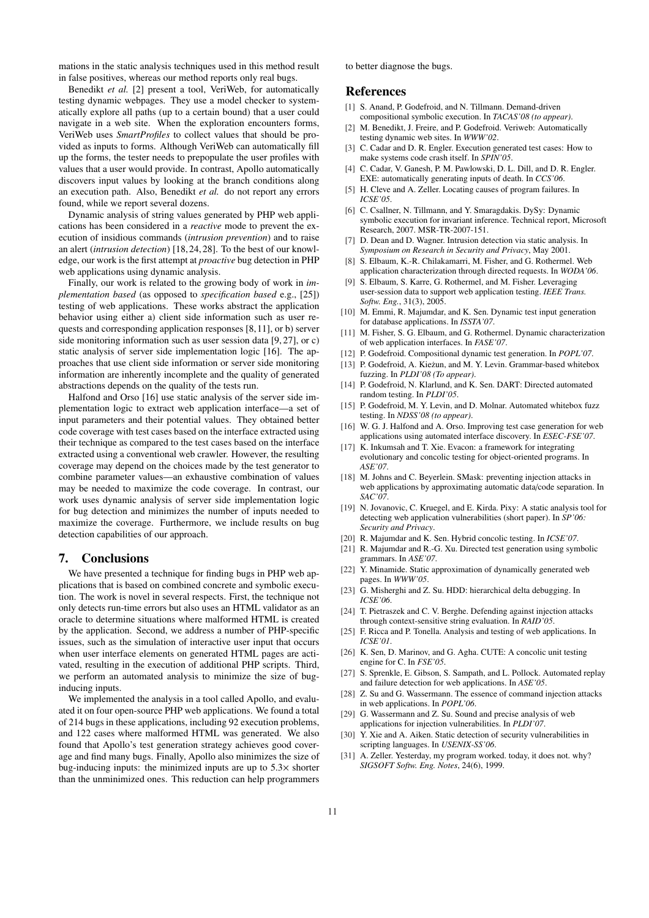mations in the static analysis techniques used in this method result in false positives, whereas our method reports only real bugs.

Benedikt *et al.* [2] present a tool, VeriWeb, for automatically testing dynamic webpages. They use a model checker to systematically explore all paths (up to a certain bound) that a user could navigate in a web site. When the exploration encounters forms, VeriWeb uses *SmartProfiles* to collect values that should be provided as inputs to forms. Although VeriWeb can automatically fill up the forms, the tester needs to prepopulate the user profiles with values that a user would provide. In contrast, Apollo automatically discovers input values by looking at the branch conditions along an execution path. Also, Benedikt *et al.* do not report any errors found, while we report several dozens.

Dynamic analysis of string values generated by PHP web applications has been considered in a *reactive* mode to prevent the execution of insidious commands (*intrusion prevention*) and to raise an alert (*intrusion detection*) [18, 24, 28]. To the best of our knowledge, our work is the first attempt at *proactive* bug detection in PHP web applications using dynamic analysis.

Finally, our work is related to the growing body of work in *implementation based* (as opposed to *specification based* e.g., [25]) testing of web applications. These works abstract the application behavior using either a) client side information such as user requests and corresponding application responses [8, 11], or b) server side monitoring information such as user session data [9, 27], or c) static analysis of server side implementation logic [16]. The approaches that use client side information or server side monitoring information are inherently incomplete and the quality of generated abstractions depends on the quality of the tests run.

Halfond and Orso [16] use static analysis of the server side implementation logic to extract web application interface—a set of input parameters and their potential values. They obtained better code coverage with test cases based on the interface extracted using their technique as compared to the test cases based on the interface extracted using a conventional web crawler. However, the resulting coverage may depend on the choices made by the test generator to combine parameter values—an exhaustive combination of values may be needed to maximize the code coverage. In contrast, our work uses dynamic analysis of server side implementation logic for bug detection and minimizes the number of inputs needed to maximize the coverage. Furthermore, we include results on bug detection capabilities of our approach.

## 7. Conclusions

We have presented a technique for finding bugs in PHP web applications that is based on combined concrete and symbolic execution. The work is novel in several respects. First, the technique not only detects run-time errors but also uses an HTML validator as an oracle to determine situations where malformed HTML is created by the application. Second, we address a number of PHP-specific issues, such as the simulation of interactive user input that occurs when user interface elements on generated HTML pages are activated, resulting in the execution of additional PHP scripts. Third, we perform an automated analysis to minimize the size of bug-inducing inputs.

We implemented the analysis in a tool called Apollo, and evaluated it on four open-source PHP web applications. We found a total of 214 bugs in these applications, including 92 execution problems, and 122 cases where malformed HTML was generated. We also found that Apollo's test generation strategy achieves good coverage and find many bugs. Finally, Apollo also minimizes the size of bug-inducing inputs: the minimized inputs are up to 5.3× shorter than the unminimized ones. This reduction can help programmers to better diagnose the bugs.

## References

[1] S. Anand, P. Godefroid, and N. Tillmann. Demand-driven compositional symbolic execution. In *TACAS'08 (to appear)*.

[2] M. Benedikt, J. Freire, and P. Godefroid. Veriweb: Automatically testing dynamic web sites. In *WWW'02*.

[3] C. Cadar and D. R. Engler. Execution generated test cases: How to make systems code crash itself. In *SPIN'05*.

[4] C. Cadar, V. Ganesh, P. M. Pawlowski, D. L. Dill, and D. R. Engler. EXE: automatically generating inputs of death. In *CCS'06*.

[5] H. Cleve and A. Zeller. Locating causes of program failures. In *ICSE'05*.

[6] C. Csallner, N. Tillmann, and Y. Smaragdakis. DySy: Dynamic symbolic execution for invariant inference. Technical report, Microsoft Research, 2007. MSR-TR-2007-151.

[7] D. Dean and D. Wagner. Intrusion detection via static analysis. In *Symposium on Research in Security and Privacy*, May 2001.

[8] S. Elbaum, K.-R. Chilakamarri, M. Fisher, and G. Rothermel. Web application characterization through directed requests. In *WODA'06*.

[9] S. Elbaum, S. Karre, G. Rothermel, and M. Fisher. Leveraging user-session data to support web application testing. *IEEE Trans. Softw. Eng.*, 31(3), 2005.

[10] M. Emmi, R. Majumdar, and K. Sen. Dynamic test input generation for database applications. In *ISSTA'07*.

[11] M. Fisher, S. G. Elbaum, and G. Rothermel. Dynamic characterization of web application interfaces. In *FASE'07*.

[12] P. Godefroid. Compositional dynamic test generation. In *POPL'07*.

[13] P. Godefroid, A. Kieżun, and M. Y. Levin. Grammar-based whitebox fuzzing. In *PLDI'08 (To appear)*.

[14] P. Godefroid, N. Klarlund, and K. Sen. DART: Directed automated random testing. In *PLDI'05*.

[15] P. Godefroid, M. Y. Levin, and D. Molnar. Automated whitebox fuzz testing. In *NDSS'08 (to appear)*.

[16] W. G. J. Halfond and A. Orso. Improving test case generation for web applications using automated interface discovery. In *ESEC-FSE'07*.

[17] K. Inkumsah and T. Xie. Evacon: a framework for integrating evolutionary and concolic testing for object-oriented programs. In *ASE'07*.

[18] M. Johns and C. Beyerlein. SMask: preventing injection attacks in web applications by approximating automatic data/code separation. In *SAC'07*.

[19] N. Jovanovic, C. Kruegel, and E. Kirda. Pixy: A static analysis tool for detecting web application vulnerabilities (short paper). In *SP'06: Security and Privacy*.

[20] R. Majumdar and K. Sen. Hybrid concolic testing. In *ICSE'07*.

[21] R. Majumdar and R.-G. Xu. Directed test generation using symbolic grammars. In *ASE'07*.

[22] Y. Minamide. Static approximation of dynamically generated web pages. In *WWW'05*.

[23] G. Misherghi and Z. Su. HDD: hierarchical delta debugging. In *ICSE'06*.

[24] T. Pietraszek and C. V. Berghe. Defending against injection attacks through context-sensitive string evaluation. In *RAID'05*.

[25] F. Ricca and P. Tonella. Analysis and testing of web applications. In *ICSE'01*.

[26] K. Sen, D. Marinov, and G. Agha. CUTE: A concolic unit testing engine for C. In *FSE'05*.

[27] S. Sprenkle, E. Gibson, S. Sampath, and L. Pollock. Automated replay and failure detection for web applications. In *ASE'05*.

[28] Z. Su and G. Wassermann. The essence of command injection attacks in web applications. In *POPL'06*.

[29] G. Wassermann and Z. Su. Sound and precise analysis of web applications for injection vulnerabilities. In *PLDI'07*.

[30] Y. Xie and A. Aiken. Static detection of security vulnerabilities in scripting languages. In *USENIX-SS'06*.

[31] A. Zeller. Yesterday, my program worked. today, it does not. why? *SIGSOFT Softw. Eng. Notes*, 24(6), 1999.